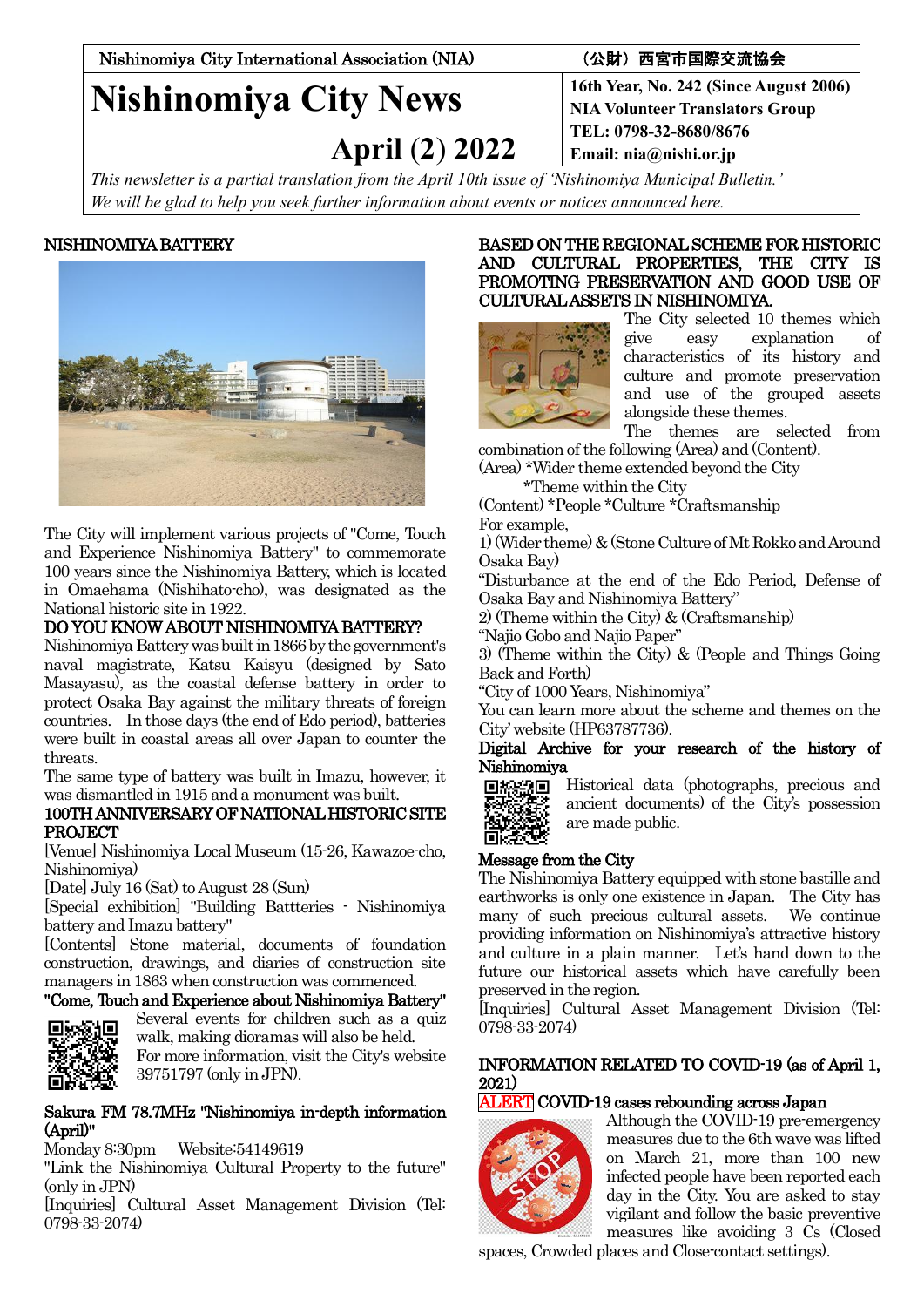| Nishinomiya City International Association (NIA) | （公財）西宮市国際交流協会 |
|---|---|
| **Nishinomiya City News** **April (2) 2022** | **16th Year, No. 242 (Since August 2006)** **NIA Volunteer Translators Group** **TEL: 0798-32-8680/8676** **Email: nia@nishi.or.jp** |

*This newsletter is a partial translation from the April 10th issue of 'Nishinomiya Municipal Bulletin.' We will be glad to help you seek further information about events or notices announced here.*

## NISHINOMIYA BATTERY

The City will implement various projects of "Come, Touch and Experience Nishinomiya Battery" to commemorate 100 years since the Nishinomiya Battery, which is located in Omaehama (Nishihato-cho), was designated as the National historic site in 1922.

### DO YOU KNOW ABOUT NISHINOMIYA BATTERY?

Nishinomiya Battery was built in 1866 by the government's naval magistrate, Katsu Kaisyu (designed by Sato Masayasu), as the coastal defense battery in order to protect Osaka Bay against the military threats of foreign countries. In those days (the end of Edo period), batteries were built in coastal areas all over Japan to counter the threats.

The same type of battery was built in Imazu, however, it was dismantled in 1915 and a monument was built.

### 100TH ANNIVERSARY OF NATIONAL HISTORIC SITE PROJECT

[Venue] Nishinomiya Local Museum (15-26, Kawazoe-cho, Nishinomiya)

[Date] July 16 (Sat) to August 28 (Sun)

[Special exhibition] "Building Battteries - Nishinomiya battery and Imazu battery"

[Contents] Stone material, documents of foundation construction, drawings, and diaries of construction site managers in 1863 when construction was commenced.

### "Come, Touch and Experience about Nishinomiya Battery"

Several events for children such as a quiz walk, making dioramas will also be held.

For more information, visit the City's website 39751797 (only in JPN).

### Sakura FM 78.7MHz "Nishinomiya in-depth information (April)"

Monday 8:30pm Website:54149619

"Link the Nishinomiya Cultural Property to the future" (only in JPN)

[Inquiries] Cultural Asset Management Division (Tel: 0798-33-2074)

## BASED ON THE REGIONAL SCHEME FOR HISTORIC AND CULTURAL PROPERTIES, THE CITY IS PROMOTING PRESERVATION AND GOOD USE OF CULTURAL ASSETS IN NISHINOMIYA.

The City selected 10 themes which give easy explanation of characteristics of its history and culture and promote preservation and use of the grouped assets alongside these themes.

The themes are selected from combination of the following (Area) and (Content).

(Area) *Wider theme extended beyond the City
*Theme within the City

(Content) *People *Culture *Craftsmanship

For example,

1) (Wider theme) & (Stone Culture of Mt Rokko and Around Osaka Bay)
"Disturbance at the end of the Edo Period, Defense of Osaka Bay and Nishinomiya Battery"

2) (Theme within the City) & (Craftsmanship)
"Najio Gobo and Najio Paper"

3) (Theme within the City) & (People and Things Going Back and Forth)
"City of 1000 Years, Nishinomiya"

You can learn more about the scheme and themes on the City' website (HP63787736).

### Digital Archive for your research of the history of Nishinomiya

Historical data (photographs, precious and ancient documents) of the City's possession are made public.

### Message from the City

The Nishinomiya Battery equipped with stone bastille and earthworks is only one existence in Japan. The City has many of such precious cultural assets. We continue providing information on Nishinomiya's attractive history and culture in a plain manner. Let's hand down to the future our historical assets which have carefully been preserved in the region.

[Inquiries] Cultural Asset Management Division (Tel: 0798-33-2074)

## INFORMATION RELATED TO COVID-19 (as of April 1, 2021)

### ALERT COVID-19 cases rebounding across Japan

Although the COVID-19 pre-emergency measures due to the 6th wave was lifted on March 21, more than 100 new infected people have been reported each day in the City. You are asked to stay vigilant and follow the basic preventive measures like avoiding 3 Cs (Closed spaces, Crowded places and Close-contact settings).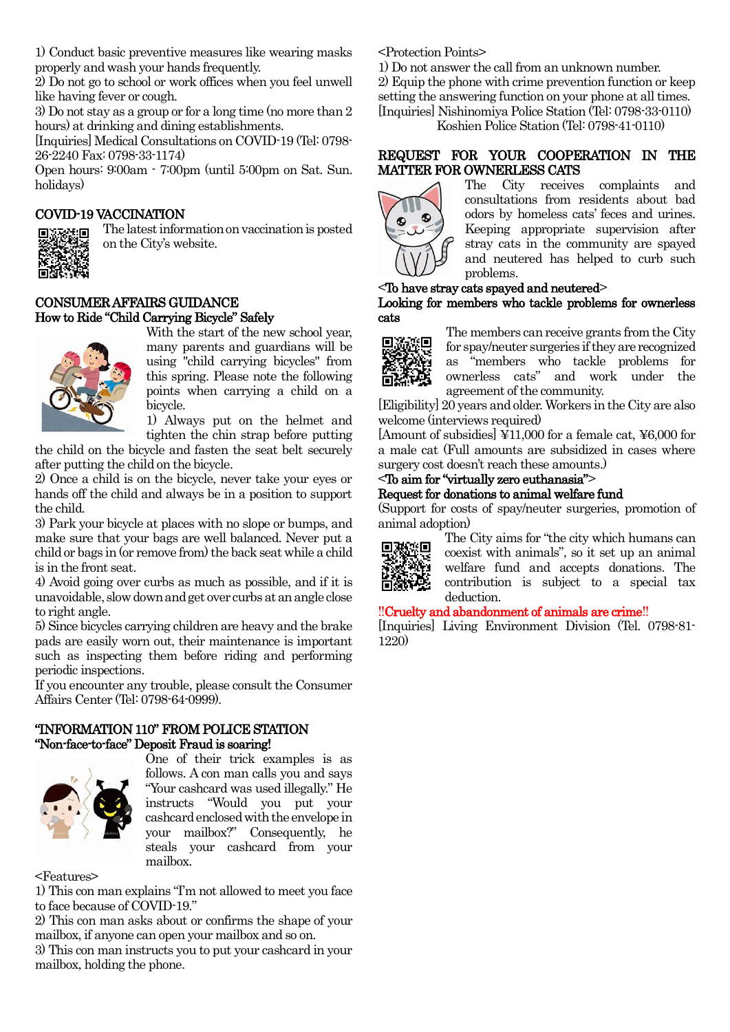1) Conduct basic preventive measures like wearing masks properly and wash your hands frequently.
2) Do not go to school or work offices when you feel unwell like having fever or cough.
3) Do not stay as a group or for a long time (no more than 2 hours) at drinking and dining establishments.
[Inquiries] Medical Consultations on COVID-19 (Tel: 0798-26-2240 Fax: 0798-33-1174)
Open hours: 9:00am - 7:00pm (until 5:00pm on Sat. Sun. holidays)

## COVID-19 VACCINATION

The latest information on vaccination is posted on the City's website.

## CONSUMER AFFAIRS GUIDANCE

### How to Ride "Child Carrying Bicycle" Safely

With the start of the new school year, many parents and guardians will be using "child carrying bicycles" from this spring. Please note the following points when carrying a child on a bicycle.

1) Always put on the helmet and tighten the chin strap before putting the child on the bicycle and fasten the seat belt securely after putting the child on the bicycle.
2) Once a child is on the bicycle, never take your eyes or hands off the child and always be in a position to support the child.
3) Park your bicycle at places with no slope or bumps, and make sure that your bags are well balanced. Never put a child or bags in (or remove from) the back seat while a child is in the front seat.
4) Avoid going over curbs as much as possible, and if it is unavoidable, slow down and get over curbs at an angle close to right angle.
5) Since bicycles carrying children are heavy and the brake pads are easily worn out, their maintenance is important such as inspecting them before riding and performing periodic inspections.

If you encounter any trouble, please consult the Consumer Affairs Center (Tel: 0798-64-0999).

## "INFORMATION 110" FROM POLICE STATION

### "Non-face-to-face" Deposit Fraud is soaring!

One of their trick examples is as follows. A con man calls you and says "Your cashcard was used illegally." He instructs "Would you put your cashcard enclosed with the envelope in your mailbox?" Consequently, he steals your cashcard from your mailbox.

<Features>
1) This con man explains "I'm not allowed to meet you face to face because of COVID-19."
2) This con man asks about or confirms the shape of your mailbox, if anyone can open your mailbox and so on.
3) This con man instructs you to put your cashcard in your mailbox, holding the phone.

<Protection Points>
1) Do not answer the call from an unknown number.
2) Equip the phone with crime prevention function or keep setting the answering function on your phone at all times.
[Inquiries] Nishinomiya Police Station (Tel: 0798-33-0110)
Koshien Police Station (Tel: 0798-41-0110)

## REQUEST FOR YOUR COOPERATION IN THE MATTER FOR OWNERLESS CATS

The City receives complaints and consultations from residents about bad odors by homeless cats' feces and urines. Keeping appropriate supervision after stray cats in the community are spayed and neutered has helped to curb such problems.

**<To have stray cats spayed and neutered>**
**Looking for members who tackle problems for ownerless cats**

The members can receive grants from the City for spay/neuter surgeries if they are recognized as "members who tackle problems for ownerless cats" and work under the agreement of the community.

[Eligibility] 20 years and older. Workers in the City are also welcome (interviews required)
[Amount of subsidies] ¥11,000 for a female cat, ¥6,000 for a male cat (Full amounts are subsidized in cases where surgery cost doesn't reach these amounts.)

**<To aim for "virtually zero euthanasia">**
**Request for donations to animal welfare fund**
(Support for costs of spay/neuter surgeries, promotion of animal adoption)

The City aims for "the city which humans can coexist with animals", so it set up an animal welfare fund and accepts donations. The contribution is subject to a special tax deduction.

**!!Cruelty and abandonment of animals are crime!!**

[Inquiries] Living Environment Division (Tel. 0798-81-1220)